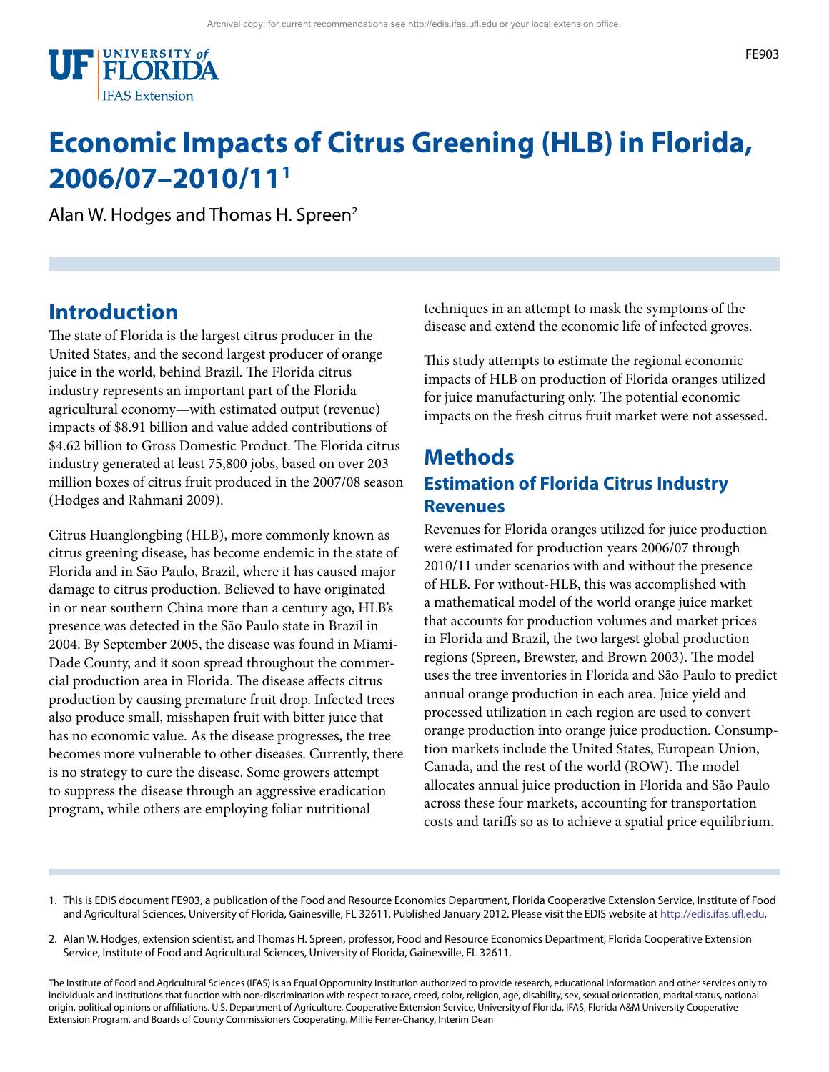Archival copy: for current recommendations see http://edis.ifas.ufl.edu or your local extension office.

FE903

# Economic Impacts of Citrus Greening (HLB) in Florida, 2006/07–2010/11[1]

Alan W. Hodges and Thomas H. Spreen[2]

## Introduction

The state of Florida is the largest citrus producer in the United States, and the second largest producer of orange juice in the world, behind Brazil. The Florida citrus industry represents an important part of the Florida agricultural economy—with estimated output (revenue) impacts of $8.91 billion and value added contributions of $4.62 billion to Gross Domestic Product. The Florida citrus industry generated at least 75,800 jobs, based on over 203 million boxes of citrus fruit produced in the 2007/08 season (Hodges and Rahmani 2009).

Citrus Huanglongbing (HLB), more commonly known as citrus greening disease, has become endemic in the state of Florida and in São Paulo, Brazil, where it has caused major damage to citrus production. Believed to have originated in or near southern China more than a century ago, HLB's presence was detected in the São Paulo state in Brazil in 2004. By September 2005, the disease was found in Miami-Dade County, and it soon spread throughout the commercial production area in Florida. The disease affects citrus production by causing premature fruit drop. Infected trees also produce small, misshapen fruit with bitter juice that has no economic value. As the disease progresses, the tree becomes more vulnerable to other diseases. Currently, there is no strategy to cure the disease. Some growers attempt to suppress the disease through an aggressive eradication program, while others are employing foliar nutritional techniques in an attempt to mask the symptoms of the disease and extend the economic life of infected groves.

This study attempts to estimate the regional economic impacts of HLB on production of Florida oranges utilized for juice manufacturing only. The potential economic impacts on the fresh citrus fruit market were not assessed.

## Methods

### Estimation of Florida Citrus Industry Revenues

Revenues for Florida oranges utilized for juice production were estimated for production years 2006/07 through 2010/11 under scenarios with and without the presence of HLB. For without-HLB, this was accomplished with a mathematical model of the world orange juice market that accounts for production volumes and market prices in Florida and Brazil, the two largest global production regions (Spreen, Brewster, and Brown 2003). The model uses the tree inventories in Florida and São Paulo to predict annual orange production in each area. Juice yield and processed utilization in each region are used to convert orange production into orange juice production. Consumption markets include the United States, European Union, Canada, and the rest of the world (ROW). The model allocates annual juice production in Florida and São Paulo across these four markets, accounting for transportation costs and tariffs so as to achieve a spatial price equilibrium.

1. This is EDIS document FE903, a publication of the Food and Resource Economics Department, Florida Cooperative Extension Service, Institute of Food and Agricultural Sciences, University of Florida, Gainesville, FL 32611. Published January 2012. Please visit the EDIS website at http://edis.ifas.ufl.edu.

2. Alan W. Hodges, extension scientist, and Thomas H. Spreen, professor, Food and Resource Economics Department, Florida Cooperative Extension Service, Institute of Food and Agricultural Sciences, University of Florida, Gainesville, FL 32611.

The Institute of Food and Agricultural Sciences (IFAS) is an Equal Opportunity Institution authorized to provide research, educational information and other services only to individuals and institutions that function with non-discrimination with respect to race, creed, color, religion, age, disability, sex, sexual orientation, marital status, national origin, political opinions or affiliations. U.S. Department of Agriculture, Cooperative Extension Service, University of Florida, IFAS, Florida A&M University Cooperative Extension Program, and Boards of County Commissioners Cooperating. Millie Ferrer-Chancy, Interim Dean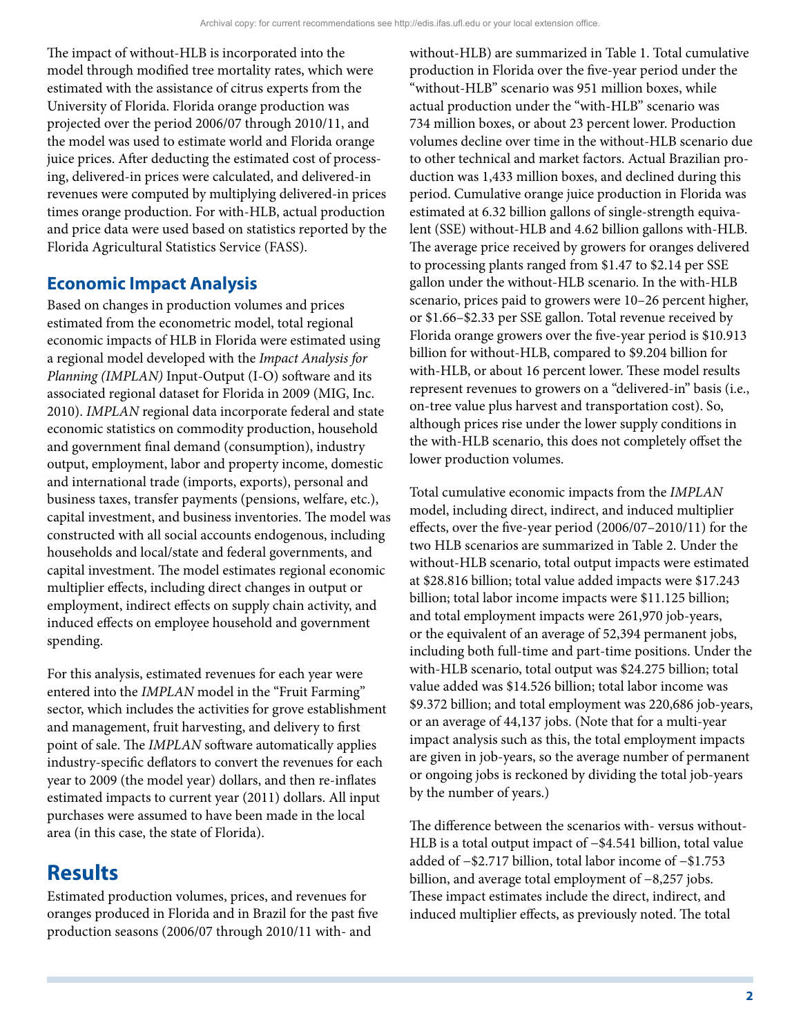The impact of without-HLB is incorporated into the model through modified tree mortality rates, which were estimated with the assistance of citrus experts from the University of Florida. Florida orange production was projected over the period 2006/07 through 2010/11, and the model was used to estimate world and Florida orange juice prices. After deducting the estimated cost of processing, delivered-in prices were calculated, and delivered-in revenues were computed by multiplying delivered-in prices times orange production. For with-HLB, actual production and price data were used based on statistics reported by the Florida Agricultural Statistics Service (FASS).

## Economic Impact Analysis

Based on changes in production volumes and prices estimated from the econometric model, total regional economic impacts of HLB in Florida were estimated using a regional model developed with the *Impact Analysis for Planning (IMPLAN)* Input-Output (I-O) software and its associated regional dataset for Florida in 2009 (MIG, Inc. 2010). *IMPLAN* regional data incorporate federal and state economic statistics on commodity production, household and government final demand (consumption), industry output, employment, labor and property income, domestic and international trade (imports, exports), personal and business taxes, transfer payments (pensions, welfare, etc.), capital investment, and business inventories. The model was constructed with all social accounts endogenous, including households and local/state and federal governments, and capital investment. The model estimates regional economic multiplier effects, including direct changes in output or employment, indirect effects on supply chain activity, and induced effects on employee household and government spending.

For this analysis, estimated revenues for each year were entered into the *IMPLAN* model in the "Fruit Farming" sector, which includes the activities for grove establishment and management, fruit harvesting, and delivery to first point of sale. The *IMPLAN* software automatically applies industry-specific deflators to convert the revenues for each year to 2009 (the model year) dollars, and then re-inflates estimated impacts to current year (2011) dollars. All input purchases were assumed to have been made in the local area (in this case, the state of Florida).

# Results

Estimated production volumes, prices, and revenues for oranges produced in Florida and in Brazil for the past five production seasons (2006/07 through 2010/11 with- and without-HLB) are summarized in Table 1. Total cumulative production in Florida over the five-year period under the "without-HLB" scenario was 951 million boxes, while actual production under the "with-HLB" scenario was 734 million boxes, or about 23 percent lower. Production volumes decline over time in the without-HLB scenario due to other technical and market factors. Actual Brazilian production was 1,433 million boxes, and declined during this period. Cumulative orange juice production in Florida was estimated at 6.32 billion gallons of single-strength equivalent (SSE) without-HLB and 4.62 billion gallons with-HLB. The average price received by growers for oranges delivered to processing plants ranged from $1.47 to $2.14 per SSE gallon under the without-HLB scenario. In the with-HLB scenario, prices paid to growers were 10–26 percent higher, or $1.66–$2.33 per SSE gallon. Total revenue received by Florida orange growers over the five-year period is $10.913 billion for without-HLB, compared to $9.204 billion for with-HLB, or about 16 percent lower. These model results represent revenues to growers on a "delivered-in" basis (i.e., on-tree value plus harvest and transportation cost). So, although prices rise under the lower supply conditions in the with-HLB scenario, this does not completely offset the lower production volumes.

Total cumulative economic impacts from the *IMPLAN* model, including direct, indirect, and induced multiplier effects, over the five-year period (2006/07–2010/11) for the two HLB scenarios are summarized in Table 2. Under the without-HLB scenario, total output impacts were estimated at $28.816 billion; total value added impacts were $17.243 billion; total labor income impacts were $11.125 billion; and total employment impacts were 261,970 job-years, or the equivalent of an average of 52,394 permanent jobs, including both full-time and part-time positions. Under the with-HLB scenario, total output was $24.275 billion; total value added was $14.526 billion; total labor income was $9.372 billion; and total employment was 220,686 job-years, or an average of 44,137 jobs. (Note that for a multi-year impact analysis such as this, the total employment impacts are given in job-years, so the average number of permanent or ongoing jobs is reckoned by dividing the total job-years by the number of years.)

The difference between the scenarios with- versus without-HLB is a total output impact of −$4.541 billion, total value added of −$2.717 billion, total labor income of −$1.753 billion, and average total employment of −8,257 jobs. These impact estimates include the direct, indirect, and induced multiplier effects, as previously noted. The total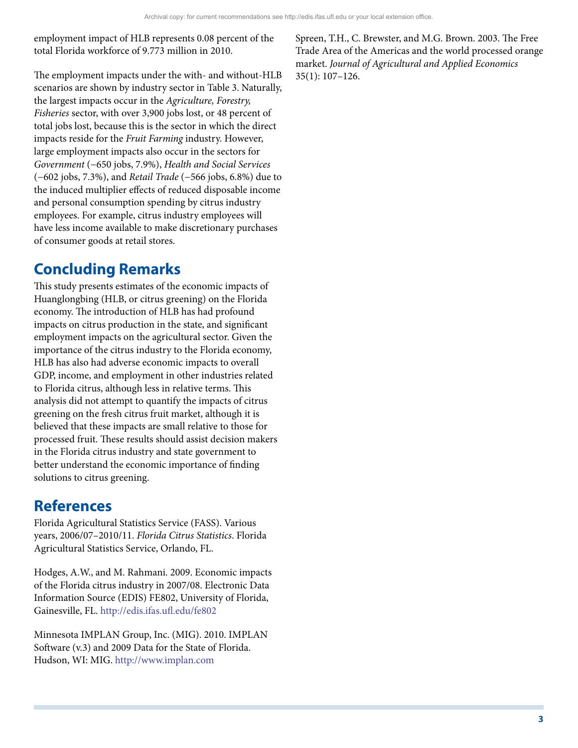employment impact of HLB represents 0.08 percent of the total Florida workforce of 9.773 million in 2010.

The employment impacts under the with- and without-HLB scenarios are shown by industry sector in Table 3. Naturally, the largest impacts occur in the *Agriculture, Forestry, Fisheries* sector, with over 3,900 jobs lost, or 48 percent of total jobs lost, because this is the sector in which the direct impacts reside for the *Fruit Farming* industry. However, large employment impacts also occur in the sectors for *Government* (−650 jobs, 7.9%), *Health and Social Services* (−602 jobs, 7.3%), and *Retail Trade* (−566 jobs, 6.8%) due to the induced multiplier effects of reduced disposable income and personal consumption spending by citrus industry employees. For example, citrus industry employees will have less income available to make discretionary purchases of consumer goods at retail stores.

## Concluding Remarks

This study presents estimates of the economic impacts of Huanglongbing (HLB, or citrus greening) on the Florida economy. The introduction of HLB has had profound impacts on citrus production in the state, and significant employment impacts on the agricultural sector. Given the importance of the citrus industry to the Florida economy, HLB has also had adverse economic impacts to overall GDP, income, and employment in other industries related to Florida citrus, although less in relative terms. This analysis did not attempt to quantify the impacts of citrus greening on the fresh citrus fruit market, although it is believed that these impacts are small relative to those for processed fruit. These results should assist decision makers in the Florida citrus industry and state government to better understand the economic importance of finding solutions to citrus greening.

## References

Florida Agricultural Statistics Service (FASS). Various years, 2006/07–2010/11. *Florida Citrus Statistics*. Florida Agricultural Statistics Service, Orlando, FL.

Hodges, A.W., and M. Rahmani. 2009. Economic impacts of the Florida citrus industry in 2007/08. Electronic Data Information Source (EDIS) FE802, University of Florida, Gainesville, FL. http://edis.ifas.ufl.edu/fe802

Minnesota IMPLAN Group, Inc. (MIG). 2010. IMPLAN Software (v.3) and 2009 Data for the State of Florida. Hudson, WI: MIG. http://www.implan.com

Spreen, T.H., C. Brewster, and M.G. Brown. 2003. The Free Trade Area of the Americas and the world processed orange market. *Journal of Agricultural and Applied Economics* 35(1): 107–126.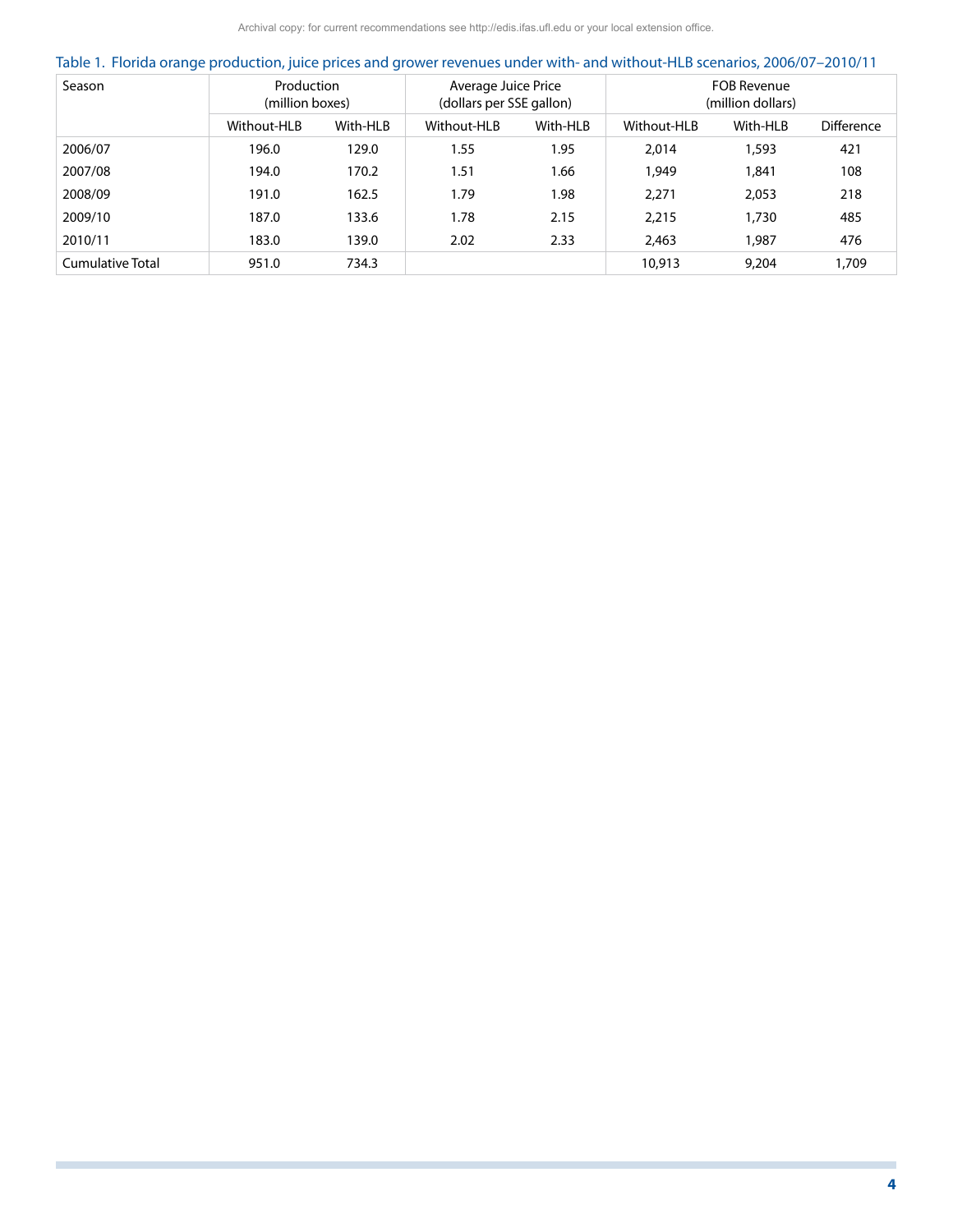Table 1. Florida orange production, juice prices and grower revenues under with- and without-HLB scenarios, 2006/07–2010/11

| Season | Production (million boxes) | | Average Juice Price (dollars per SSE gallon) | | FOB Revenue (million dollars) | | |
|---|---|---|---|---|---|---|---|
| | Without-HLB | With-HLB | Without-HLB | With-HLB | Without-HLB | With-HLB | Difference |
| 2006/07 | 196.0 | 129.0 | 1.55 | 1.95 | 2,014 | 1,593 | 421 |
| 2007/08 | 194.0 | 170.2 | 1.51 | 1.66 | 1,949 | 1,841 | 108 |
| 2008/09 | 191.0 | 162.5 | 1.79 | 1.98 | 2,271 | 2,053 | 218 |
| 2009/10 | 187.0 | 133.6 | 1.78 | 2.15 | 2,215 | 1,730 | 485 |
| 2010/11 | 183.0 | 139.0 | 2.02 | 2.33 | 2,463 | 1,987 | 476 |
| Cumulative Total | 951.0 | 734.3 | | | 10,913 | 9,204 | 1,709 |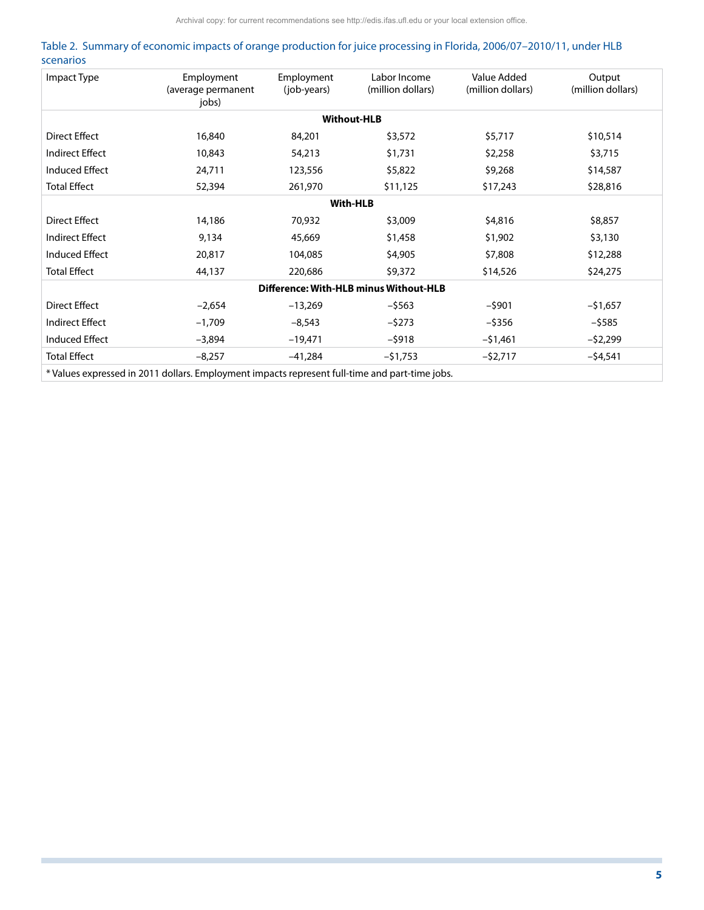Table 2. Summary of economic impacts of orange production for juice processing in Florida, 2006/07–2010/11, under HLB scenarios

| Impact Type | Employment (average permanent jobs) | Employment (job-years) | Labor Income (million dollars) | Value Added (million dollars) | Output (million dollars) |
|---|---|---|---|---|---|
| **Without-HLB** | | | | | |
| Direct Effect | 16,840 | 84,201 | $3,572 | $5,717 | $10,514 |
| Indirect Effect | 10,843 | 54,213 | $1,731 | $2,258 | $3,715 |
| Induced Effect | 24,711 | 123,556 | $5,822 | $9,268 | $14,587 |
| Total Effect | 52,394 | 261,970 | $11,125 | $17,243 | $28,816 |
| **With-HLB** | | | | | |
| Direct Effect | 14,186 | 70,932 | $3,009 | $4,816 | $8,857 |
| Indirect Effect | 9,134 | 45,669 | $1,458 | $1,902 | $3,130 |
| Induced Effect | 20,817 | 104,085 | $4,905 | $7,808 | $12,288 |
| Total Effect | 44,137 | 220,686 | $9,372 | $14,526 | $24,275 |
| **Difference: With-HLB minus Without-HLB** | | | | | |
| Direct Effect | −2,654 | −13,269 | −$563 | −$901 | −$1,657 |
| Indirect Effect | −1,709 | −8,543 | −$273 | −$356 | −$585 |
| Induced Effect | −3,894 | −19,471 | −$918 | −$1,461 | −$2,299 |
| Total Effect | −8,257 | −41,284 | −$1,753 | −$2,717 | −$4,541 |

* Values expressed in 2011 dollars. Employment impacts represent full-time and part-time jobs.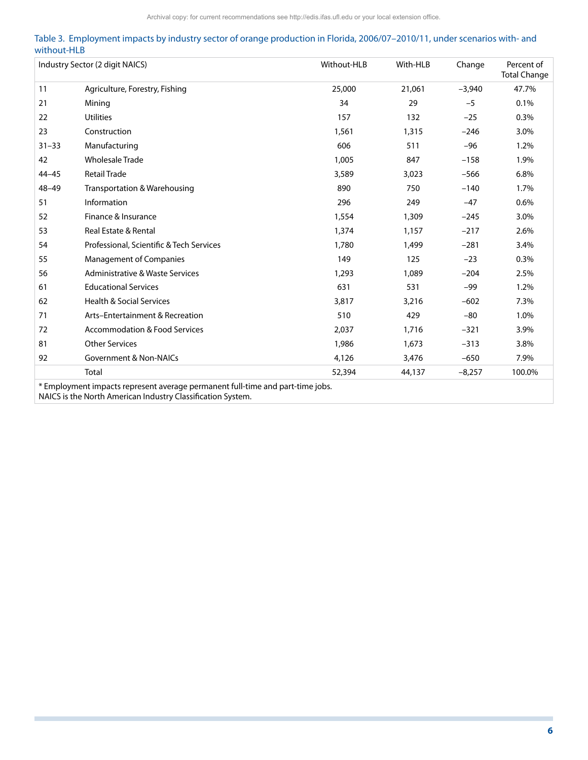Table 3. Employment impacts by industry sector of orange production in Florida, 2006/07–2010/11, under scenarios with- and without-HLB

| Industry Sector (2 digit NAICS) | | Without-HLB | With-HLB | Change | Percent of Total Change |
|---|---|---|---|---|---|
| 11 | Agriculture, Forestry, Fishing | 25,000 | 21,061 | −3,940 | 47.7% |
| 21 | Mining | 34 | 29 | −5 | 0.1% |
| 22 | Utilities | 157 | 132 | −25 | 0.3% |
| 23 | Construction | 1,561 | 1,315 | −246 | 3.0% |
| 31–33 | Manufacturing | 606 | 511 | −96 | 1.2% |
| 42 | Wholesale Trade | 1,005 | 847 | −158 | 1.9% |
| 44–45 | Retail Trade | 3,589 | 3,023 | −566 | 6.8% |
| 48–49 | Transportation & Warehousing | 890 | 750 | −140 | 1.7% |
| 51 | Information | 296 | 249 | −47 | 0.6% |
| 52 | Finance & Insurance | 1,554 | 1,309 | −245 | 3.0% |
| 53 | Real Estate & Rental | 1,374 | 1,157 | −217 | 2.6% |
| 54 | Professional, Scientific & Tech Services | 1,780 | 1,499 | −281 | 3.4% |
| 55 | Management of Companies | 149 | 125 | −23 | 0.3% |
| 56 | Administrative & Waste Services | 1,293 | 1,089 | −204 | 2.5% |
| 61 | Educational Services | 631 | 531 | −99 | 1.2% |
| 62 | Health & Social Services | 3,817 | 3,216 | −602 | 7.3% |
| 71 | Arts–Entertainment & Recreation | 510 | 429 | −80 | 1.0% |
| 72 | Accommodation & Food Services | 2,037 | 1,716 | −321 | 3.9% |
| 81 | Other Services | 1,986 | 1,673 | −313 | 3.8% |
| 92 | Government & Non-NAICs | 4,126 | 3,476 | −650 | 7.9% |
| | Total | 52,394 | 44,137 | −8,257 | 100.0% |

* Employment impacts represent average permanent full-time and part-time jobs.
NAICS is the North American Industry Classification System.